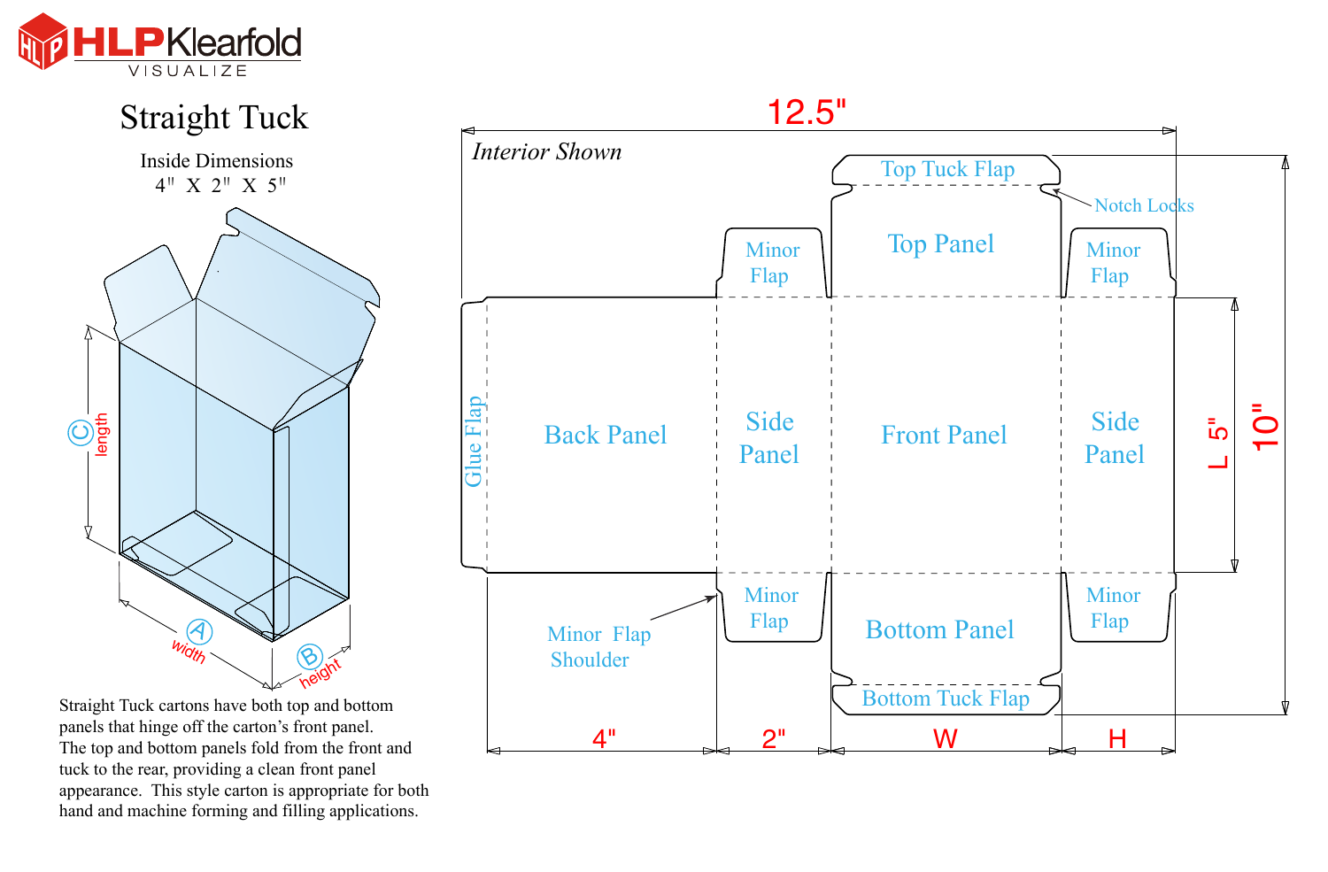HLP Klearfold
VISUALIZE

# Straight Tuck

Inside Dimensions
4" X 2" X 5"

Interior Shown

12.5"

Top Tuck Flap

Notch Locks

Minor Flap

Top Panel

Minor Flap

Glue Flap

Back Panel

Side Panel

Front Panel

Side Panel

L 5"

10"

Minor Flap Shoulder

Minor Flap

Bottom Panel

Minor Flap

Bottom Tuck Flap

4" | 2" | W | H

C length

A width

B height

Straight Tuck cartons have both top and bottom panels that hinge off the carton's front panel. The top and bottom panels fold from the front and tuck to the rear, providing a clean front panel appearance. This style carton is appropriate for both hand and machine forming and filling applications.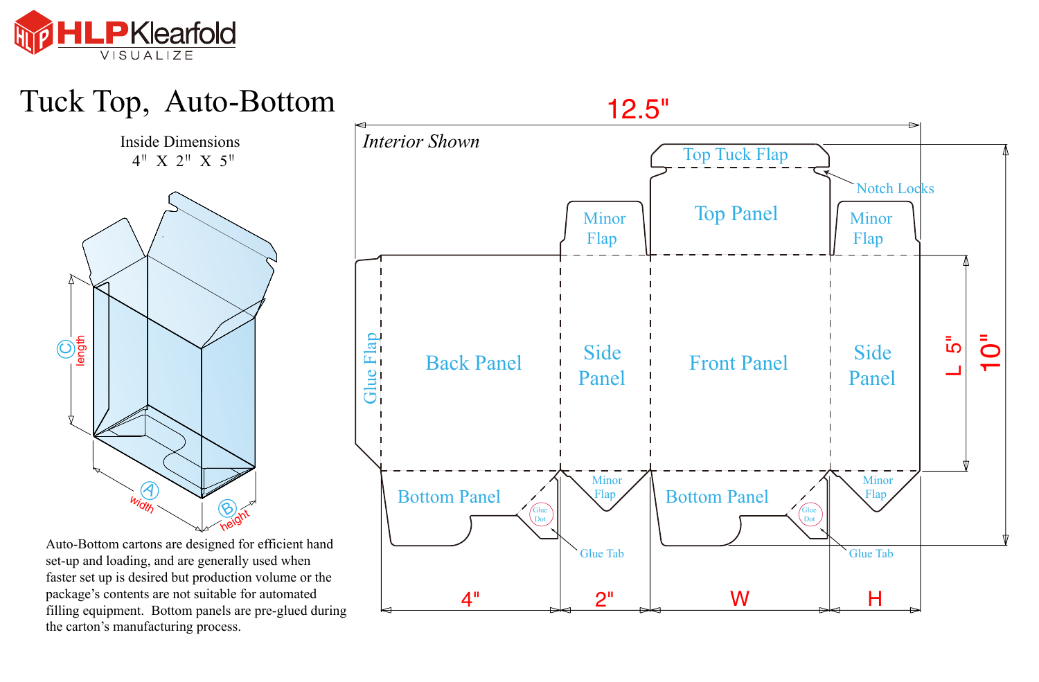# Tuck Top, Auto-Bottom

Inside Dimensions
4" X 2" X 5"

Auto-Bottom cartons are designed for efficient hand set-up and loading, and are generally used when faster set up is desired but production volume or the package's contents are not suitable for automated filling equipment. Bottom panels are pre-glued during the carton's manufacturing process.

*Interior Shown*

12.5"

Top Tuck Flap

Notch Locks

Top Panel

Minor Flap

Minor Flap

Glue Flap

Back Panel

Side Panel

Front Panel

Side Panel

L 5"

10"

Bottom Panel

Minor Flap

Bottom Panel

Minor Flap

Glue Dot

Glue Dot

Glue Tab

Glue Tab

4"

2"

W

H

C length

A width

B height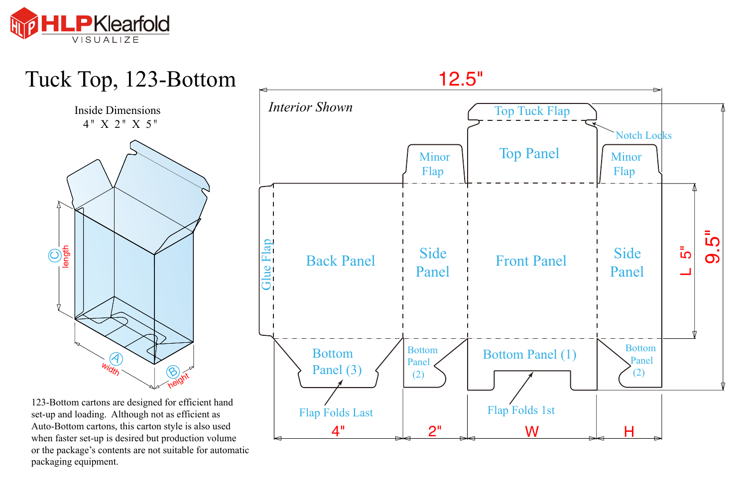HLP Klearfold VISUALIZE

# Tuck Top, 123-Bottom

Inside Dimensions
4" X 2" X 5"

*Interior Shown*

12.5"

Top Tuck Flap

Notch Locks

Minor Flap

Top Panel

Minor Flap

Glue Flap

Back Panel

Side Panel

Front Panel

Side Panel

L 5"

9.5"

Bottom Panel (3)

Bottom Panel (2)

Bottom Panel (1)

Bottom Panel (2)

Flap Folds Last

Flap Folds 1st

4"

2"

W

H

C length

A width

B height

123-Bottom cartons are designed for efficient hand set-up and loading. Although not as efficient as Auto-Bottom cartons, this carton style is also used when faster set-up is desired but production volume or the package's contents are not suitable for automatic packaging equipment.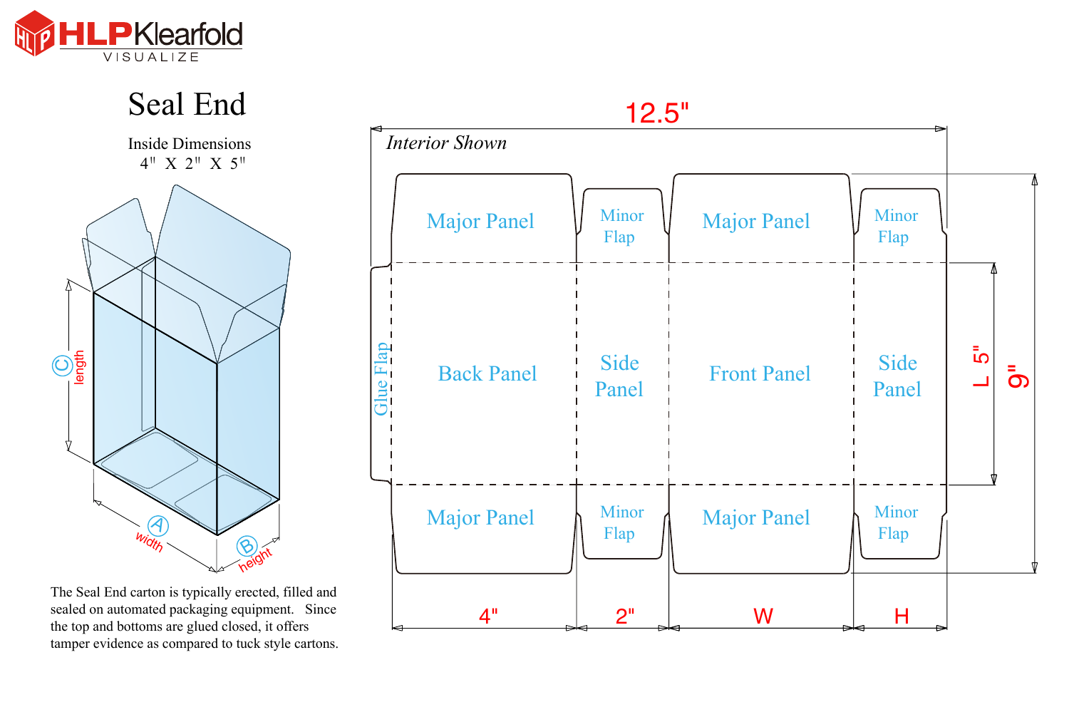# Seal End

Inside Dimensions
4" X 2" X 5"

C length

A width

B height

The Seal End carton is typically erected, filled and sealed on automated packaging equipment. Since the top and bottoms are glued closed, it offers tamper evidence as compared to tuck style cartons.

12.5"

*Interior Shown*

Major Panel | Minor Flap | Major Panel | Minor Flap

Glue Flap | Back Panel | Side Panel | Front Panel | Side Panel

Major Panel | Minor Flap | Major Panel | Minor Flap

L 5"

9"

4" | 2" | W | H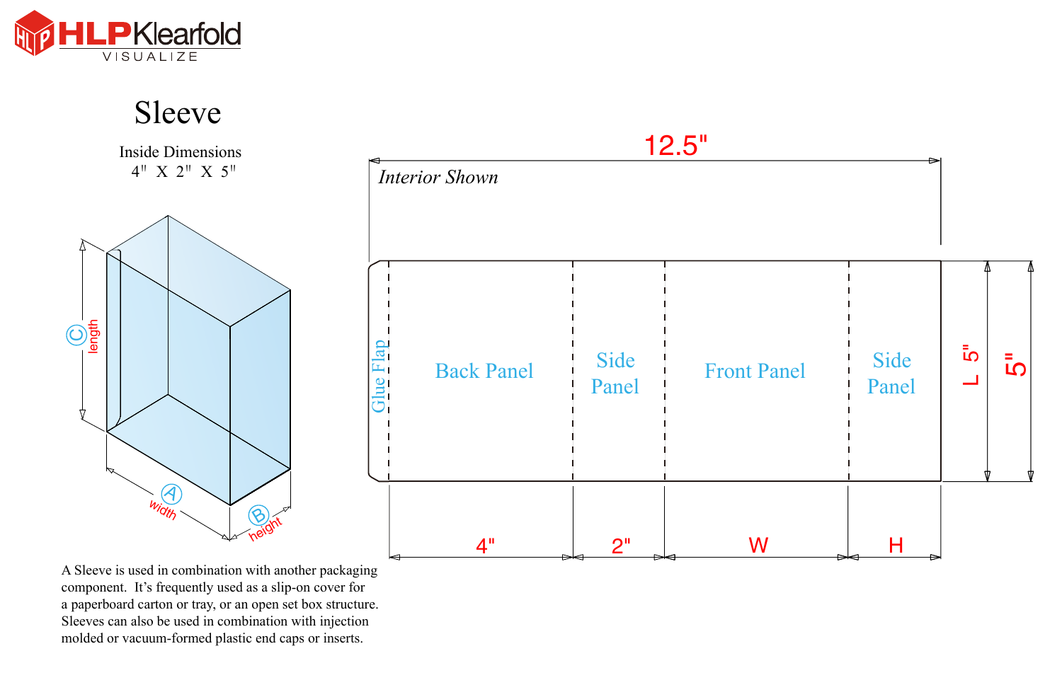# Sleeve

Inside Dimensions
4" X 2" X 5"

A Sleeve is used in combination with another packaging component. It's frequently used as a slip-on cover for a paperboard carton or tray, or an open set box structure. Sleeves can also be used in combination with injection molded or vacuum-formed plastic end caps or inserts.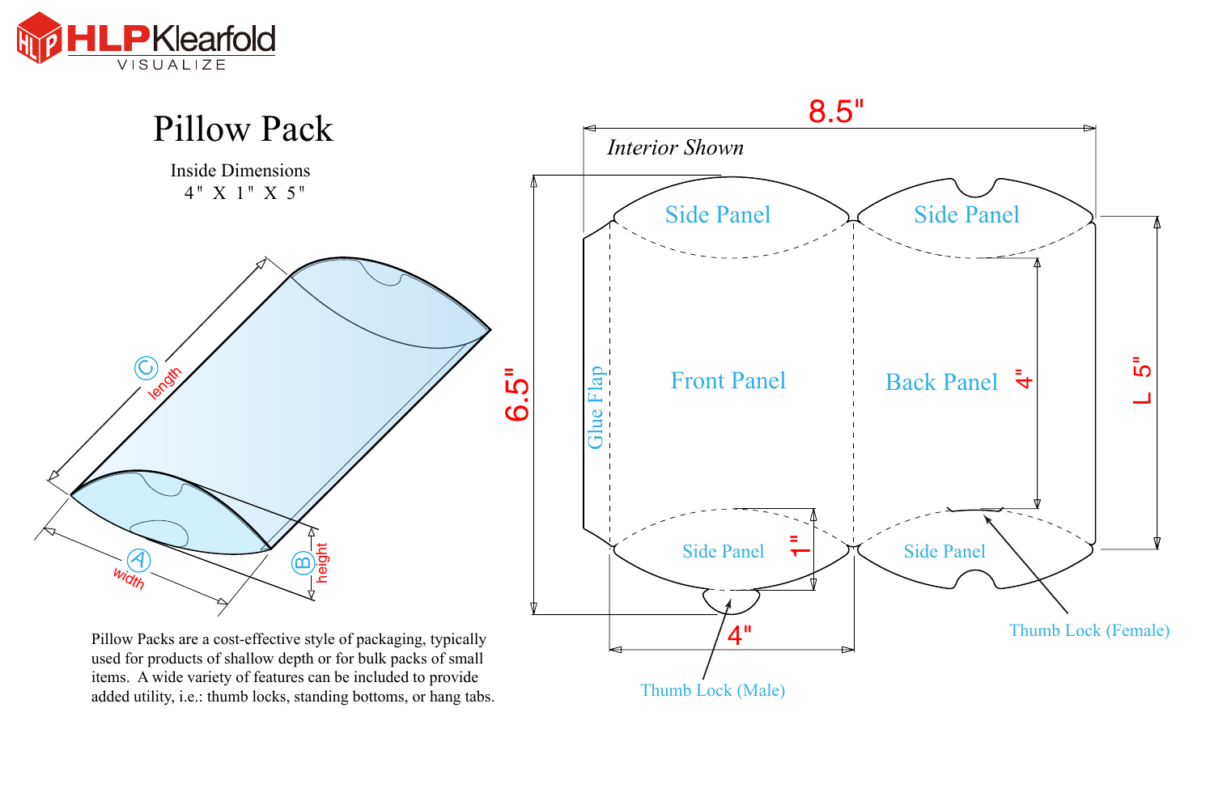HLP Klearfold
VISUALIZE

# Pillow Pack

Inside Dimensions
4" X 1" X 5"

Ⓒ length

Ⓐ width

Ⓑ height

Pillow Packs are a cost-effective style of packaging, typically used for products of shallow depth or for bulk packs of small items. A wide variety of features can be included to provide added utility, i.e.: thumb locks, standing bottoms, or hang tabs.

8.5"

*Interior Shown*

6.5"

Side Panel

Side Panel

Glue Flap

Front Panel

Back Panel

4"

L 5"

Side Panel

1"

Side Panel

4"

Thumb Lock (Male)

Thumb Lock (Female)